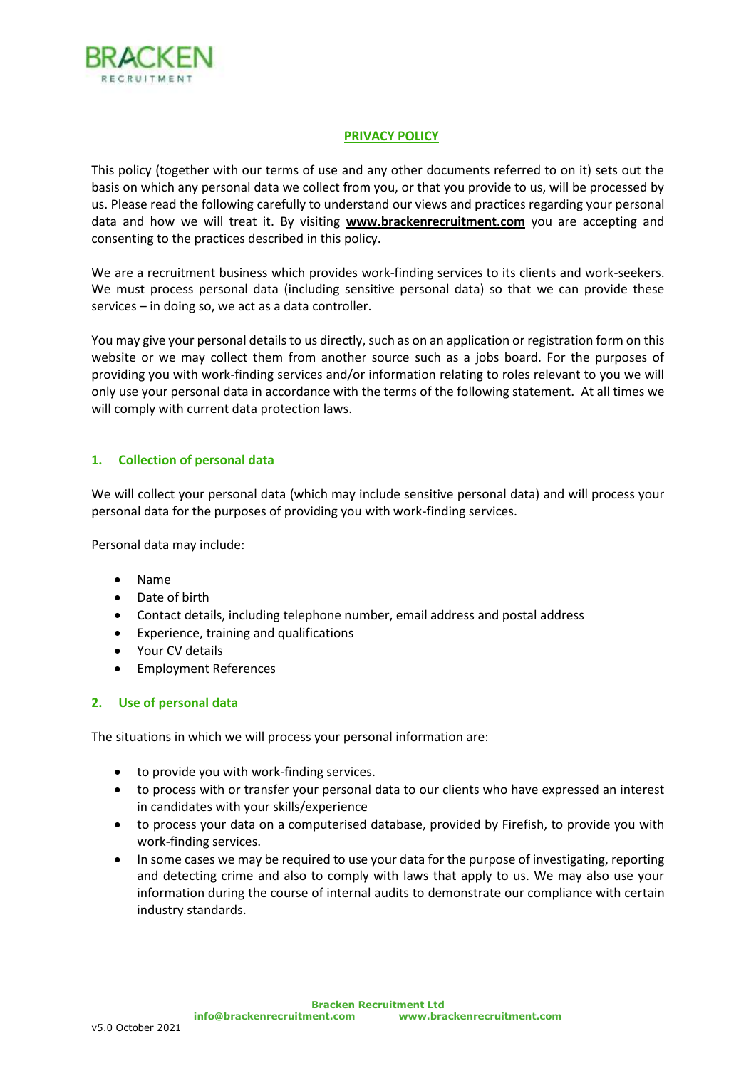BRACKEN RECRUITMENT

# PRIVACY POLICY

This policy (together with our terms of use and any other documents referred to on it) sets out the basis on which any personal data we collect from you, or that you provide to us, will be processed by us. Please read the following carefully to understand our views and practices regarding your personal data and how we will treat it. By visiting **www.brackenrecruitment.com** you are accepting and consenting to the practices described in this policy.

We are a recruitment business which provides work-finding services to its clients and work-seekers. We must process personal data (including sensitive personal data) so that we can provide these services – in doing so, we act as a data controller.

You may give your personal details to us directly, such as on an application or registration form on this website or we may collect them from another source such as a jobs board. For the purposes of providing you with work-finding services and/or information relating to roles relevant to you we will only use your personal data in accordance with the terms of the following statement. At all times we will comply with current data protection laws.

## 1. Collection of personal data

We will collect your personal data (which may include sensitive personal data) and will process your personal data for the purposes of providing you with work-finding services.

Personal data may include:

- Name
- Date of birth
- Contact details, including telephone number, email address and postal address
- Experience, training and qualifications
- Your CV details
- Employment References

## 2. Use of personal data

The situations in which we will process your personal information are:

- to provide you with work-finding services.
- to process with or transfer your personal data to our clients who have expressed an interest in candidates with your skills/experience
- to process your data on a computerised database, provided by Firefish, to provide you with work-finding services.
- In some cases we may be required to use your data for the purpose of investigating, reporting and detecting crime and also to comply with laws that apply to us. We may also use your information during the course of internal audits to demonstrate our compliance with certain industry standards.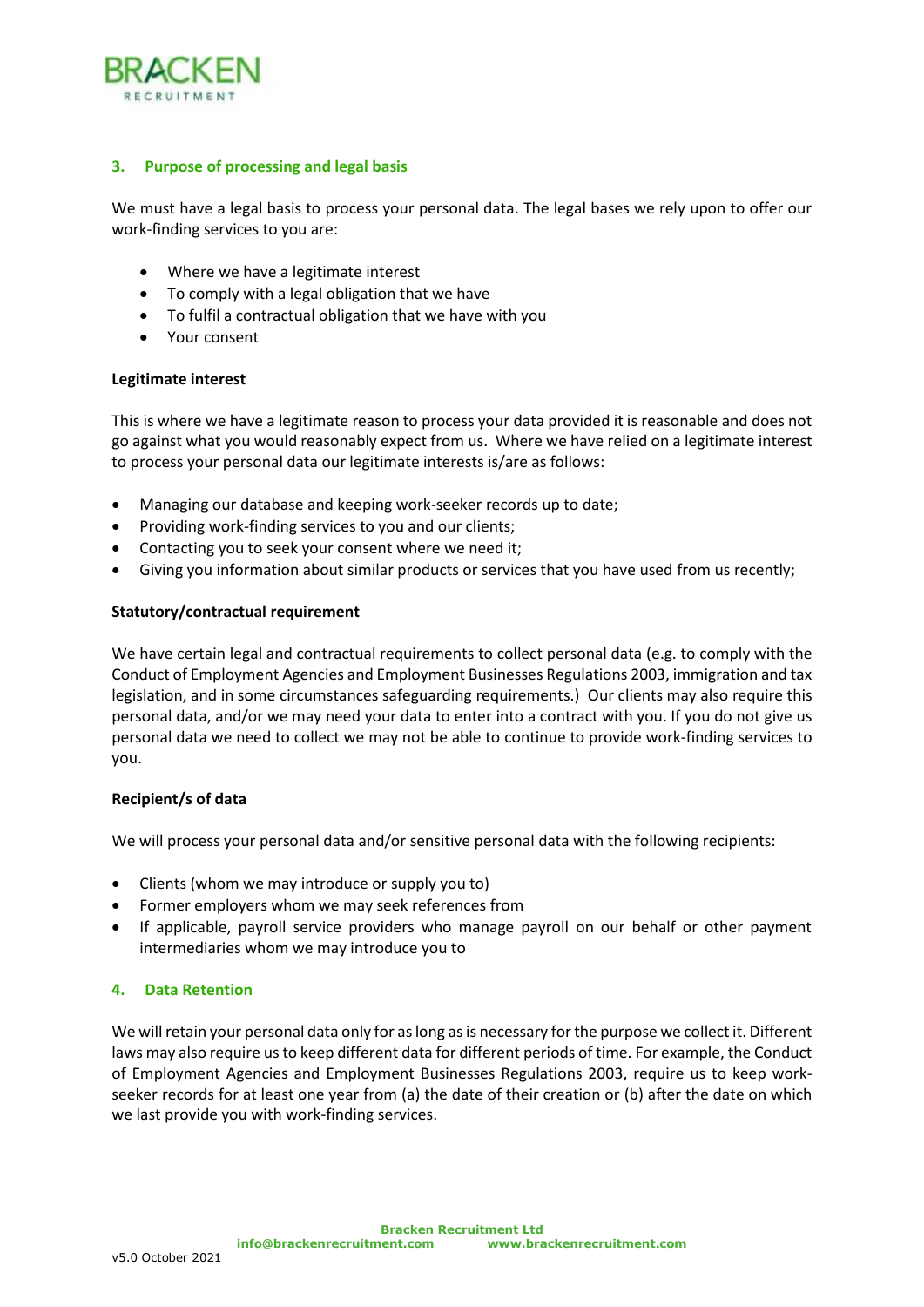## 3. Purpose of processing and legal basis

We must have a legal basis to process your personal data. The legal bases we rely upon to offer our work-finding services to you are:

- Where we have a legitimate interest
- To comply with a legal obligation that we have
- To fulfil a contractual obligation that we have with you
- Your consent

**Legitimate interest**

This is where we have a legitimate reason to process your data provided it is reasonable and does not go against what you would reasonably expect from us. Where we have relied on a legitimate interest to process your personal data our legitimate interests is/are as follows:

- Managing our database and keeping work-seeker records up to date;
- Providing work-finding services to you and our clients;
- Contacting you to seek your consent where we need it;
- Giving you information about similar products or services that you have used from us recently;

**Statutory/contractual requirement**

We have certain legal and contractual requirements to collect personal data (e.g. to comply with the Conduct of Employment Agencies and Employment Businesses Regulations 2003, immigration and tax legislation, and in some circumstances safeguarding requirements.) Our clients may also require this personal data, and/or we may need your data to enter into a contract with you. If you do not give us personal data we need to collect we may not be able to continue to provide work-finding services to you.

**Recipient/s of data**

We will process your personal data and/or sensitive personal data with the following recipients:

- Clients (whom we may introduce or supply you to)
- Former employers whom we may seek references from
- If applicable, payroll service providers who manage payroll on our behalf or other payment intermediaries whom we may introduce you to

## 4. Data Retention

We will retain your personal data only for as long as is necessary for the purpose we collect it. Different laws may also require us to keep different data for different periods of time. For example, the Conduct of Employment Agencies and Employment Businesses Regulations 2003, require us to keep work-seeker records for at least one year from (a) the date of their creation or (b) after the date on which we last provide you with work-finding services.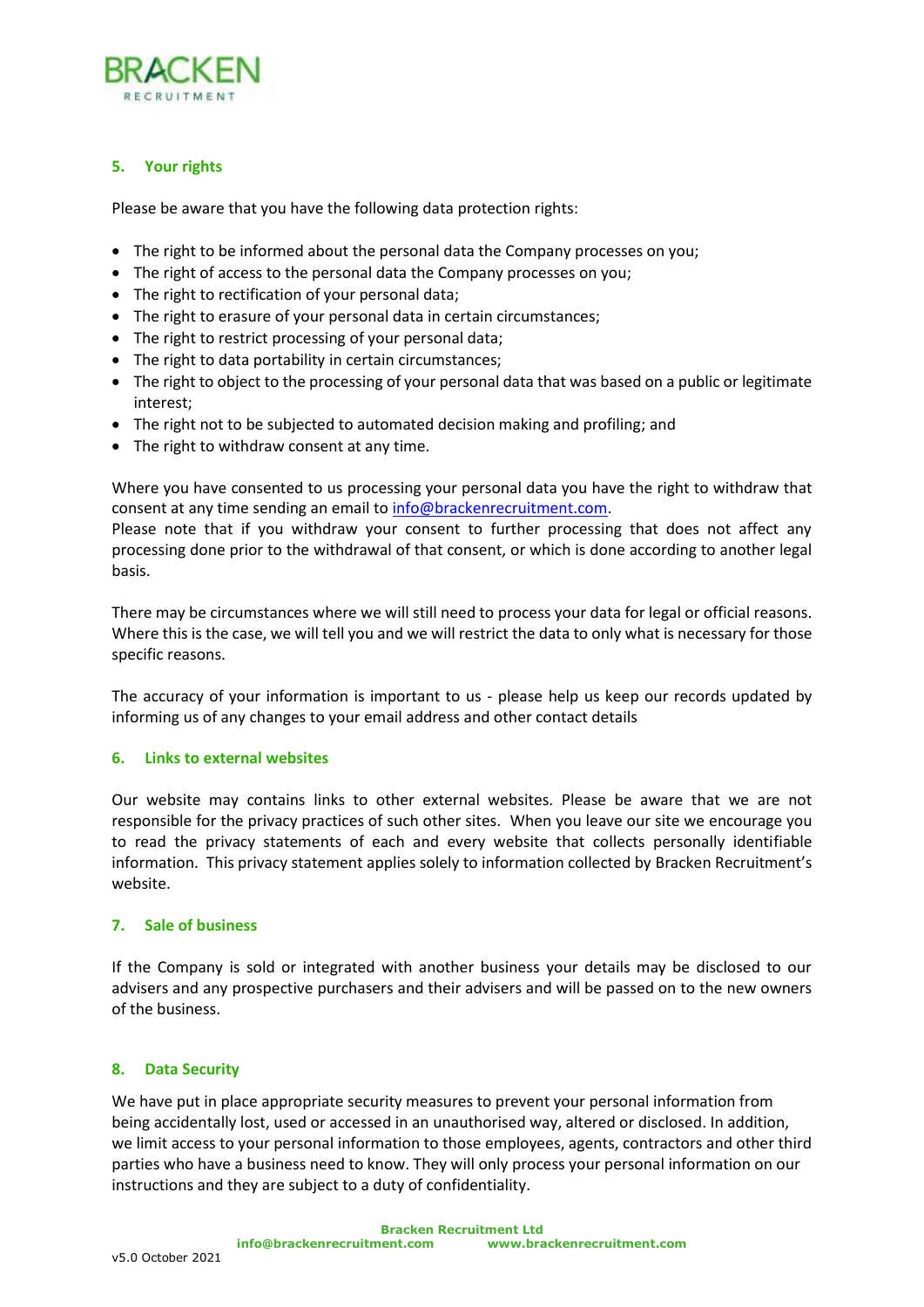## 5. Your rights

Please be aware that you have the following data protection rights:

- The right to be informed about the personal data the Company processes on you;
- The right of access to the personal data the Company processes on you;
- The right to rectification of your personal data;
- The right to erasure of your personal data in certain circumstances;
- The right to restrict processing of your personal data;
- The right to data portability in certain circumstances;
- The right to object to the processing of your personal data that was based on a public or legitimate interest;
- The right not to be subjected to automated decision making and profiling; and
- The right to withdraw consent at any time.

Where you have consented to us processing your personal data you have the right to withdraw that consent at any time sending an email to info@brackenrecruitment.com.
Please note that if you withdraw your consent to further processing that does not affect any processing done prior to the withdrawal of that consent, or which is done according to another legal basis.

There may be circumstances where we will still need to process your data for legal or official reasons. Where this is the case, we will tell you and we will restrict the data to only what is necessary for those specific reasons.

The accuracy of your information is important to us - please help us keep our records updated by informing us of any changes to your email address and other contact details

## 6. Links to external websites

Our website may contains links to other external websites. Please be aware that we are not responsible for the privacy practices of such other sites. When you leave our site we encourage you to read the privacy statements of each and every website that collects personally identifiable information. This privacy statement applies solely to information collected by Bracken Recruitment's website.

## 7. Sale of business

If the Company is sold or integrated with another business your details may be disclosed to our advisers and any prospective purchasers and their advisers and will be passed on to the new owners of the business.

## 8. Data Security

We have put in place appropriate security measures to prevent your personal information from being accidentally lost, used or accessed in an unauthorised way, altered or disclosed. In addition, we limit access to your personal information to those employees, agents, contractors and other third parties who have a business need to know. They will only process your personal information on our instructions and they are subject to a duty of confidentiality.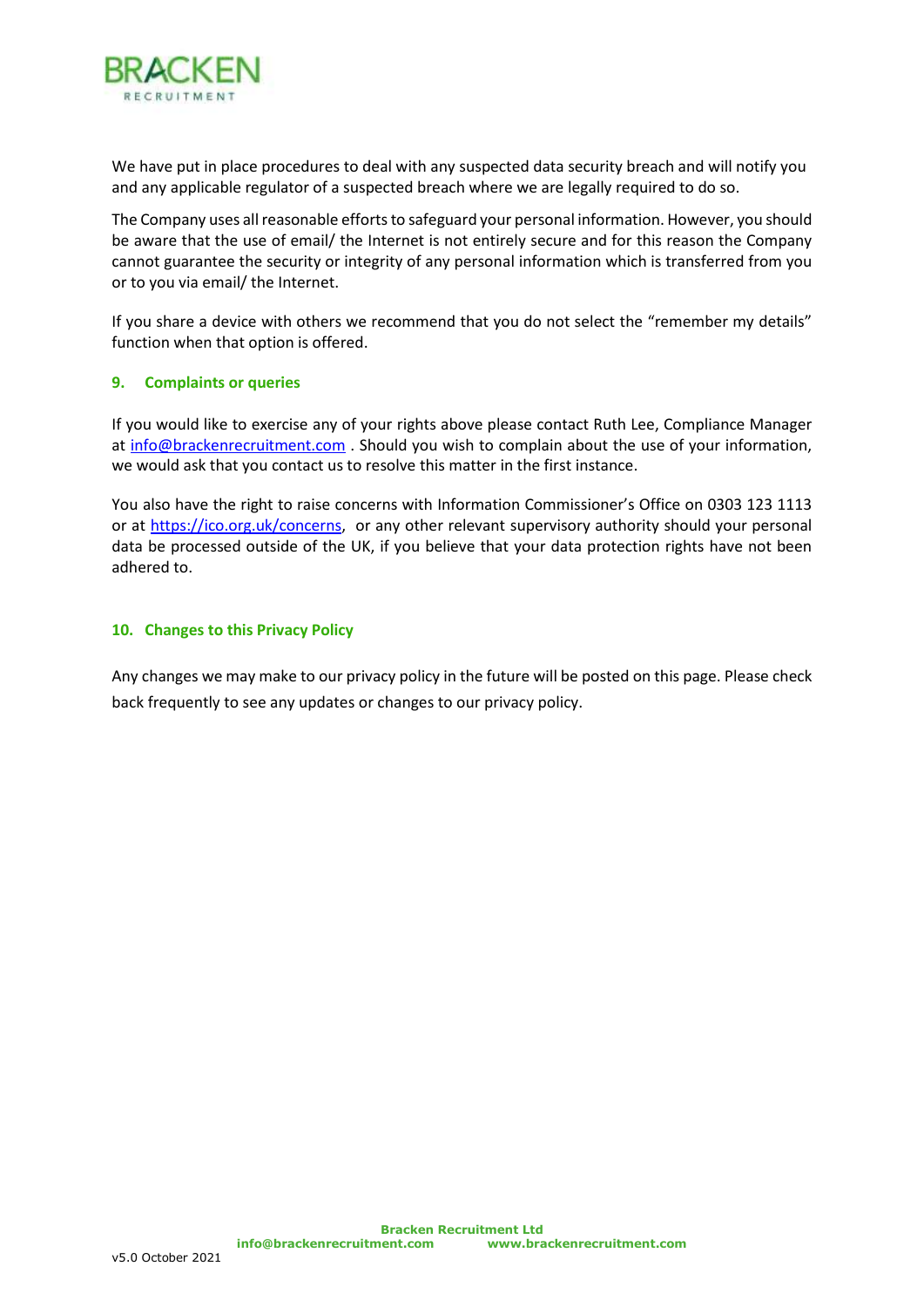We have put in place procedures to deal with any suspected data security breach and will notify you and any applicable regulator of a suspected breach where we are legally required to do so.

The Company uses all reasonable efforts to safeguard your personal information. However, you should be aware that the use of email/ the Internet is not entirely secure and for this reason the Company cannot guarantee the security or integrity of any personal information which is transferred from you or to you via email/ the Internet.

If you share a device with others we recommend that you do not select the "remember my details" function when that option is offered.

## 9. Complaints or queries

If you would like to exercise any of your rights above please contact Ruth Lee, Compliance Manager at info@brackenrecruitment.com . Should you wish to complain about the use of your information, we would ask that you contact us to resolve this matter in the first instance.

You also have the right to raise concerns with Information Commissioner's Office on 0303 123 1113 or at https://ico.org.uk/concerns, or any other relevant supervisory authority should your personal data be processed outside of the UK, if you believe that your data protection rights have not been adhered to.

## 10. Changes to this Privacy Policy

Any changes we may make to our privacy policy in the future will be posted on this page. Please check back frequently to see any updates or changes to our privacy policy.